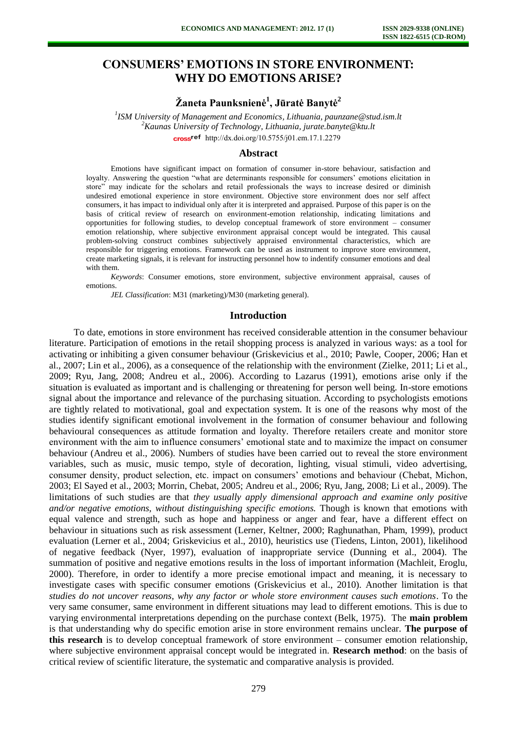# CONSUMERS' EMOTIONS IN STORE ENVIRONMENT: WHY DO EMOTIONS ARISE?

**Žaneta Paunksnienė[1], Jūratė Banytė[2]**

*[1]ISM University of Management and Economics, Lithuania, paunzane@stud.ism.lt*
*[2]Kaunas University of Technology, Lithuania, jurate.banyte@ktu.lt*
http://dx.doi.org/10.5755/j01.em.17.1.2279

## Abstract

Emotions have significant impact on formation of consumer in-store behaviour, satisfaction and loyalty. Answering the question "what are determinants responsible for consumers' emotions elicitation in store" may indicate for the scholars and retail professionals the ways to increase desired or diminish undesired emotional experience in store environment. Objective store environment does nor self affect consumers, it has impact to individual only after it is interpreted and appraised. Purpose of this paper is on the basis of critical review of research on environment-emotion relationship, indicating limitations and opportunities for following studies, to develop conceptual framework of store environment – consumer emotion relationship, where subjective environment appraisal concept would be integrated. This causal problem-solving construct combines subjectively appraised environmental characteristics, which are responsible for triggering emotions. Framework can be used as instrument to improve store environment, create marketing signals, it is relevant for instructing personnel how to indentify consumer emotions and deal with them.

*Keywords*: Consumer emotions, store environment, subjective environment appraisal, causes of emotions.

*JEL Classification*: M31 (marketing)/M30 (marketing general).

## Introduction

To date, emotions in store environment has received considerable attention in the consumer behaviour literature. Participation of emotions in the retail shopping process is analyzed in various ways: as a tool for activating or inhibiting a given consumer behaviour (Griskevicius et al., 2010; Pawle, Cooper, 2006; Han et al., 2007; Lin et al., 2006), as a consequence of the relationship with the environment (Zielke, 2011; Li et al., 2009; Ryu, Jang, 2008; Andreu et al., 2006). According to Lazarus (1991), emotions arise only if the situation is evaluated as important and is challenging or threatening for person well being. In-store emotions signal about the importance and relevance of the purchasing situation. According to psychologists emotions are tightly related to motivational, goal and expectation system. It is one of the reasons why most of the studies identify significant emotional involvement in the formation of consumer behaviour and following behavioural consequences as attitude formation and loyalty. Therefore retailers create and monitor store environment with the aim to influence consumers' emotional state and to maximize the impact on consumer behaviour (Andreu et al., 2006). Numbers of studies have been carried out to reveal the store environment variables, such as music, music tempo, style of decoration, lighting, visual stimuli, video advertising, consumer density, product selection, etc. impact on consumers' emotions and behaviour (Chebat, Michon, 2003; El Sayed et al., 2003; Morrin, Chebat, 2005; Andreu et al., 2006; Ryu, Jang, 2008; Li et al., 2009). The limitations of such studies are that *they usually apply dimensional approach and examine only positive and/or negative emotions, without distinguishing specific emotions.* Though is known that emotions with equal valence and strength, such as hope and happiness or anger and fear, have a different effect on behaviour in situations such as risk assessment (Lerner, Keltner, 2000; Raghunathan, Pham, 1999), product evaluation (Lerner et al., 2004; Griskevicius et al., 2010), heuristics use (Tiedens, Linton, 2001), likelihood of negative feedback (Nyer, 1997), evaluation of inappropriate service (Dunning et al., 2004). The summation of positive and negative emotions results in the loss of important information (Machleit, Eroglu, 2000). Therefore, in order to identify a more precise emotional impact and meaning, it is necessary to investigate cases with specific consumer emotions (Griskevicius et al., 2010). Another limitation is that *studies do not uncover reasons, why any factor or whole store environment causes such emotions*. To the very same consumer, same environment in different situations may lead to different emotions. This is due to varying environmental interpretations depending on the purchase context (Belk, 1975). The **main problem** is that understanding why do specific emotion arise in store environment remains unclear. **The purpose of this research** is to develop conceptual framework of store environment – consumer emotion relationship, where subjective environment appraisal concept would be integrated in. **Research method**: on the basis of critical review of scientific literature, the systematic and comparative analysis is provided.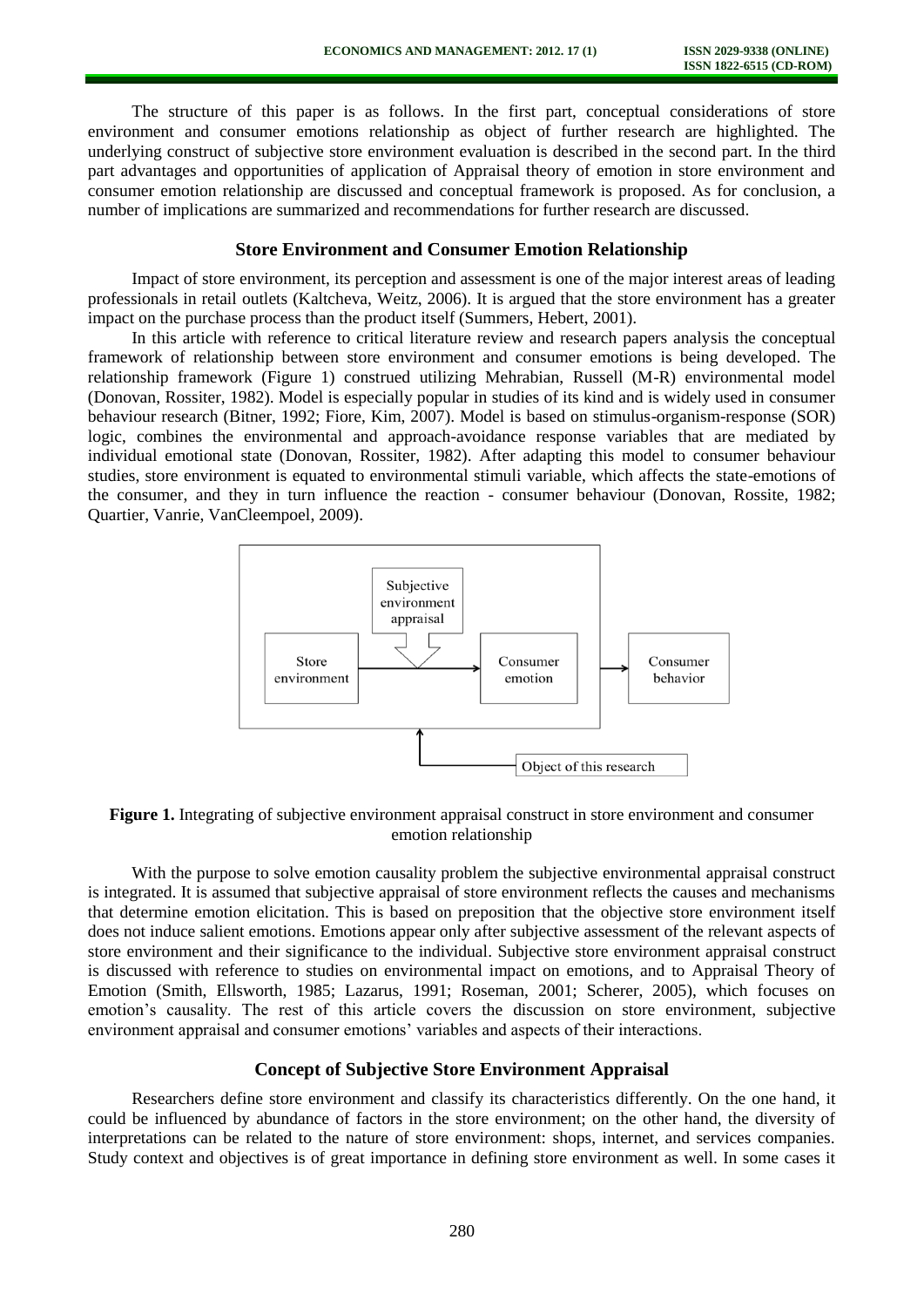The structure of this paper is as follows. In the first part, conceptual considerations of store environment and consumer emotions relationship as object of further research are highlighted. The underlying construct of subjective store environment evaluation is described in the second part. In the third part advantages and opportunities of application of Appraisal theory of emotion in store environment and consumer emotion relationship are discussed and conceptual framework is proposed. As for conclusion, a number of implications are summarized and recommendations for further research are discussed.

## Store Environment and Consumer Emotion Relationship

Impact of store environment, its perception and assessment is one of the major interest areas of leading professionals in retail outlets (Kaltcheva, Weitz, 2006). It is argued that the store environment has a greater impact on the purchase process than the product itself (Summers, Hebert, 2001).

In this article with reference to critical literature review and research papers analysis the conceptual framework of relationship between store environment and consumer emotions is being developed. The relationship framework (Figure 1) construed utilizing Mehrabian, Russell (M-R) environmental model (Donovan, Rossiter, 1982). Model is especially popular in studies of its kind and is widely used in consumer behaviour research (Bitner, 1992; Fiore, Kim, 2007). Model is based on stimulus-organism-response (SOR) logic, combines the environmental and approach-avoidance response variables that are mediated by individual emotional state (Donovan, Rossiter, 1982). After adapting this model to consumer behaviour studies, store environment is equated to environmental stimuli variable, which affects the state-emotions of the consumer, and they in turn influence the reaction - consumer behaviour (Donovan, Rossite, 1982; Quartier, Vanrie, VanCleempoel, 2009).

Subjective environment appraisal

Store environment → Consumer emotion → Consumer behavior

Object of this research

**Figure 1.** Integrating of subjective environment appraisal construct in store environment and consumer emotion relationship

With the purpose to solve emotion causality problem the subjective environmental appraisal construct is integrated. It is assumed that subjective appraisal of store environment reflects the causes and mechanisms that determine emotion elicitation. This is based on preposition that the objective store environment itself does not induce salient emotions. Emotions appear only after subjective assessment of the relevant aspects of store environment and their significance to the individual. Subjective store environment appraisal construct is discussed with reference to studies on environmental impact on emotions, and to Appraisal Theory of Emotion (Smith, Ellsworth, 1985; Lazarus, 1991; Roseman, 2001; Scherer, 2005), which focuses on emotion's causality. The rest of this article covers the discussion on store environment, subjective environment appraisal and consumer emotions' variables and aspects of their interactions.

## Concept of Subjective Store Environment Appraisal

Researchers define store environment and classify its characteristics differently. On the one hand, it could be influenced by abundance of factors in the store environment; on the other hand, the diversity of interpretations can be related to the nature of store environment: shops, internet, and services companies. Study context and objectives is of great importance in defining store environment as well. In some cases it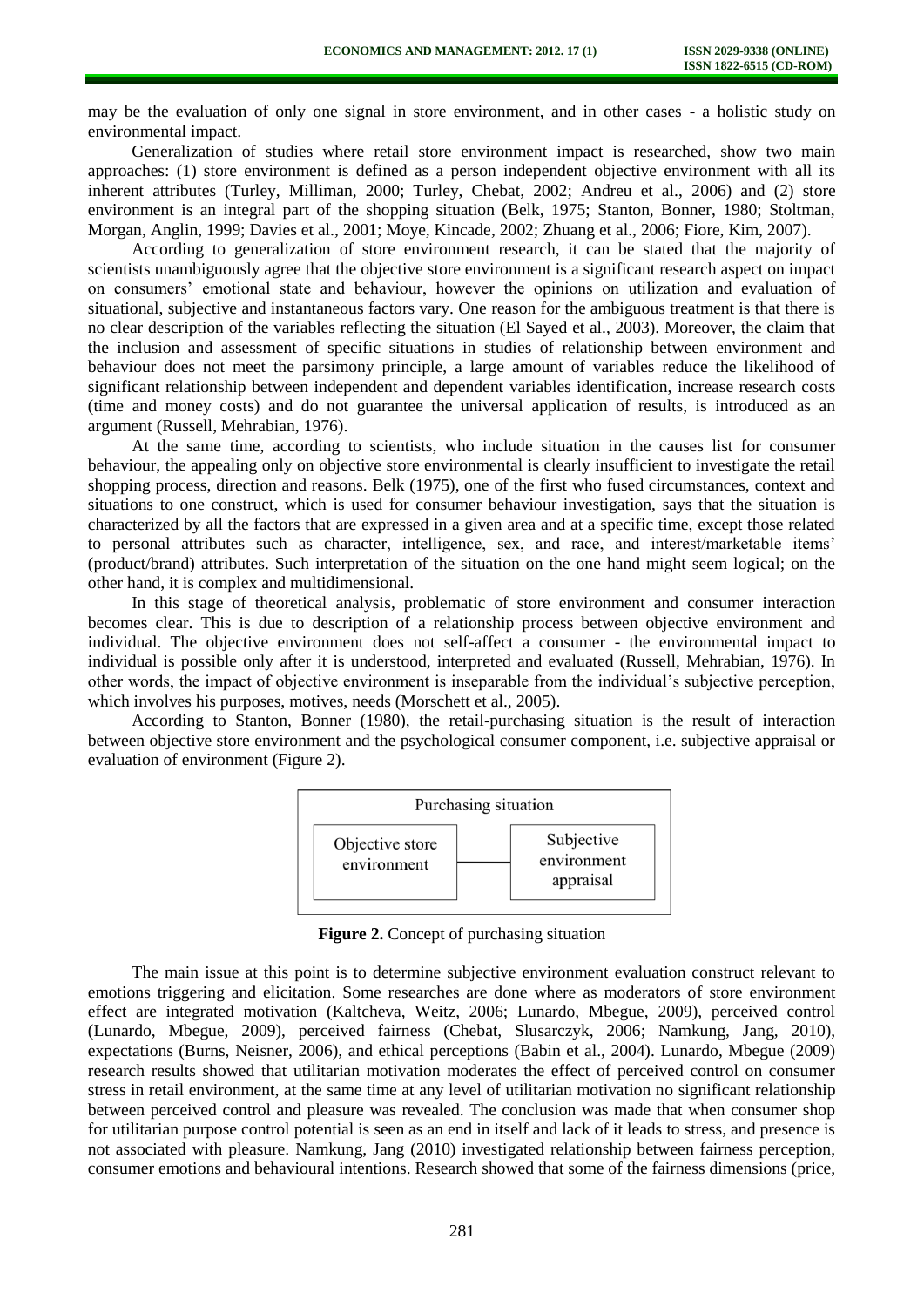may be the evaluation of only one signal in store environment, and in other cases - a holistic study on environmental impact.

Generalization of studies where retail store environment impact is researched, show two main approaches: (1) store environment is defined as a person independent objective environment with all its inherent attributes (Turley, Milliman, 2000; Turley, Chebat, 2002; Andreu et al., 2006) and (2) store environment is an integral part of the shopping situation (Belk, 1975; Stanton, Bonner, 1980; Stoltman, Morgan, Anglin, 1999; Davies et al., 2001; Moye, Kincade, 2002; Zhuang et al., 2006; Fiore, Kim, 2007).

According to generalization of store environment research, it can be stated that the majority of scientists unambiguously agree that the objective store environment is a significant research aspect on impact on consumers' emotional state and behaviour, however the opinions on utilization and evaluation of situational, subjective and instantaneous factors vary. One reason for the ambiguous treatment is that there is no clear description of the variables reflecting the situation (El Sayed et al., 2003). Moreover, the claim that the inclusion and assessment of specific situations in studies of relationship between environment and behaviour does not meet the parsimony principle, a large amount of variables reduce the likelihood of significant relationship between independent and dependent variables identification, increase research costs (time and money costs) and do not guarantee the universal application of results, is introduced as an argument (Russell, Mehrabian, 1976).

At the same time, according to scientists, who include situation in the causes list for consumer behaviour, the appealing only on objective store environmental is clearly insufficient to investigate the retail shopping process, direction and reasons. Belk (1975), one of the first who fused circumstances, context and situations to one construct, which is used for consumer behaviour investigation, says that the situation is characterized by all the factors that are expressed in a given area and at a specific time, except those related to personal attributes such as character, intelligence, sex, and race, and interest/marketable items' (product/brand) attributes. Such interpretation of the situation on the one hand might seem logical; on the other hand, it is complex and multidimensional.

In this stage of theoretical analysis, problematic of store environment and consumer interaction becomes clear. This is due to description of a relationship process between objective environment and individual. The objective environment does not self-affect a consumer - the environmental impact to individual is possible only after it is understood, interpreted and evaluated (Russell, Mehrabian, 1976). In other words, the impact of objective environment is inseparable from the individual's subjective perception, which involves his purposes, motives, needs (Morschett et al., 2005).

According to Stanton, Bonner (1980), the retail-purchasing situation is the result of interaction between objective store environment and the psychological consumer component, i.e. subjective appraisal or evaluation of environment (Figure 2).

Purchasing situation

Objective store environment — Subjective environment appraisal

**Figure 2.** Concept of purchasing situation

The main issue at this point is to determine subjective environment evaluation construct relevant to emotions triggering and elicitation. Some researches are done where as moderators of store environment effect are integrated motivation (Kaltcheva, Weitz, 2006; Lunardo, Mbegue, 2009), perceived control (Lunardo, Mbegue, 2009), perceived fairness (Chebat, Slusarczyk, 2006; Namkung, Jang, 2010), expectations (Burns, Neisner, 2006), and ethical perceptions (Babin et al., 2004). Lunardo, Mbegue (2009) research results showed that utilitarian motivation moderates the effect of perceived control on consumer stress in retail environment, at the same time at any level of utilitarian motivation no significant relationship between perceived control and pleasure was revealed. The conclusion was made that when consumer shop for utilitarian purpose control potential is seen as an end in itself and lack of it leads to stress, and presence is not associated with pleasure. Namkung, Jang (2010) investigated relationship between fairness perception, consumer emotions and behavioural intentions. Research showed that some of the fairness dimensions (price,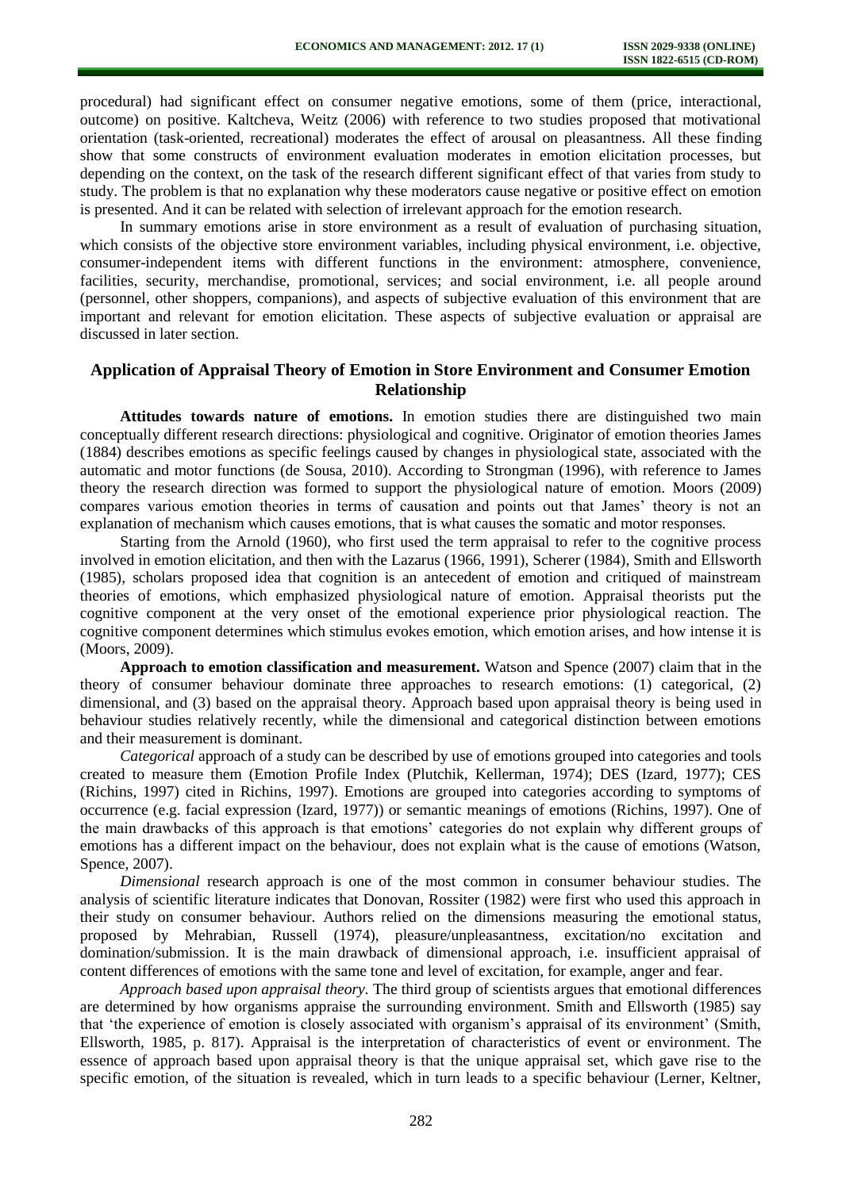procedural) had significant effect on consumer negative emotions, some of them (price, interactional, outcome) on positive. Kaltcheva, Weitz (2006) with reference to two studies proposed that motivational orientation (task-oriented, recreational) moderates the effect of arousal on pleasantness. All these finding show that some constructs of environment evaluation moderates in emotion elicitation processes, but depending on the context, on the task of the research different significant effect of that varies from study to study. The problem is that no explanation why these moderators cause negative or positive effect on emotion is presented. And it can be related with selection of irrelevant approach for the emotion research.

In summary emotions arise in store environment as a result of evaluation of purchasing situation, which consists of the objective store environment variables, including physical environment, i.e. objective, consumer-independent items with different functions in the environment: atmosphere, convenience, facilities, security, merchandise, promotional, services; and social environment, i.e. all people around (personnel, other shoppers, companions), and aspects of subjective evaluation of this environment that are important and relevant for emotion elicitation. These aspects of subjective evaluation or appraisal are discussed in later section.

## Application of Appraisal Theory of Emotion in Store Environment and Consumer Emotion Relationship

**Attitudes towards nature of emotions.** In emotion studies there are distinguished two main conceptually different research directions: physiological and cognitive. Originator of emotion theories James (1884) describes emotions as specific feelings caused by changes in physiological state, associated with the automatic and motor functions (de Sousa, 2010). According to Strongman (1996), with reference to James theory the research direction was formed to support the physiological nature of emotion. Moors (2009) compares various emotion theories in terms of causation and points out that James' theory is not an explanation of mechanism which causes emotions, that is what causes the somatic and motor responses.

Starting from the Arnold (1960), who first used the term appraisal to refer to the cognitive process involved in emotion elicitation, and then with the Lazarus (1966, 1991), Scherer (1984), Smith and Ellsworth (1985), scholars proposed idea that cognition is an antecedent of emotion and critiqued of mainstream theories of emotions, which emphasized physiological nature of emotion. Appraisal theorists put the cognitive component at the very onset of the emotional experience prior physiological reaction. The cognitive component determines which stimulus evokes emotion, which emotion arises, and how intense it is (Moors, 2009).

**Approach to emotion classification and measurement.** Watson and Spence (2007) claim that in the theory of consumer behaviour dominate three approaches to research emotions: (1) categorical, (2) dimensional, and (3) based on the appraisal theory. Approach based upon appraisal theory is being used in behaviour studies relatively recently, while the dimensional and categorical distinction between emotions and their measurement is dominant.

*Categorical* approach of a study can be described by use of emotions grouped into categories and tools created to measure them (Emotion Profile Index (Plutchik, Kellerman, 1974); DES (Izard, 1977); CES (Richins, 1997) cited in Richins, 1997). Emotions are grouped into categories according to symptoms of occurrence (e.g. facial expression (Izard, 1977)) or semantic meanings of emotions (Richins, 1997). One of the main drawbacks of this approach is that emotions' categories do not explain why different groups of emotions has a different impact on the behaviour, does not explain what is the cause of emotions (Watson, Spence, 2007).

*Dimensional* research approach is one of the most common in consumer behaviour studies. The analysis of scientific literature indicates that Donovan, Rossiter (1982) were first who used this approach in their study on consumer behaviour. Authors relied on the dimensions measuring the emotional status, proposed by Mehrabian, Russell (1974), pleasure/unpleasantness, excitation/no excitation and domination/submission. It is the main drawback of dimensional approach, i.e. insufficient appraisal of content differences of emotions with the same tone and level of excitation, for example, anger and fear.

*Approach based upon appraisal theory*. The third group of scientists argues that emotional differences are determined by how organisms appraise the surrounding environment. Smith and Ellsworth (1985) say that 'the experience of emotion is closely associated with organism's appraisal of its environment' (Smith, Ellsworth, 1985, p. 817). Appraisal is the interpretation of characteristics of event or environment. The essence of approach based upon appraisal theory is that the unique appraisal set, which gave rise to the specific emotion, of the situation is revealed, which in turn leads to a specific behaviour (Lerner, Keltner,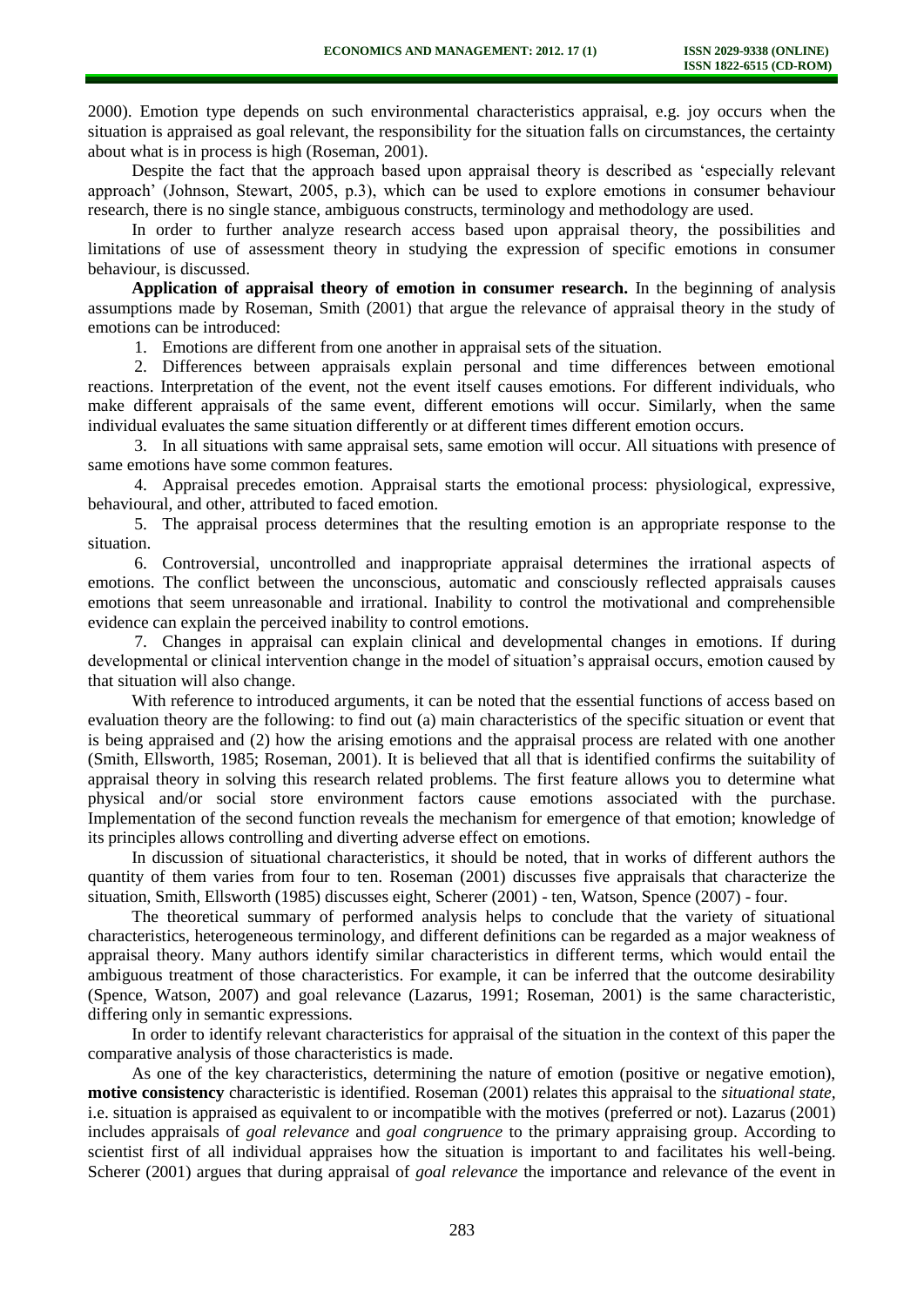2000). Emotion type depends on such environmental characteristics appraisal, e.g. joy occurs when the situation is appraised as goal relevant, the responsibility for the situation falls on circumstances, the certainty about what is in process is high (Roseman, 2001).

Despite the fact that the approach based upon appraisal theory is described as 'especially relevant approach' (Johnson, Stewart, 2005, p.3), which can be used to explore emotions in consumer behaviour research, there is no single stance, ambiguous constructs, terminology and methodology are used.

In order to further analyze research access based upon appraisal theory, the possibilities and limitations of use of assessment theory in studying the expression of specific emotions in consumer behaviour, is discussed.

**Application of appraisal theory of emotion in consumer research.** In the beginning of analysis assumptions made by Roseman, Smith (2001) that argue the relevance of appraisal theory in the study of emotions can be introduced:

1. Emotions are different from one another in appraisal sets of the situation.
2. Differences between appraisals explain personal and time differences between emotional reactions. Interpretation of the event, not the event itself causes emotions. For different individuals, who make different appraisals of the same event, different emotions will occur. Similarly, when the same individual evaluates the same situation differently or at different times different emotion occurs.
3. In all situations with same appraisal sets, same emotion will occur. All situations with presence of same emotions have some common features.
4. Appraisal precedes emotion. Appraisal starts the emotional process: physiological, expressive, behavioural, and other, attributed to faced emotion.
5. The appraisal process determines that the resulting emotion is an appropriate response to the situation.
6. Controversial, uncontrolled and inappropriate appraisal determines the irrational aspects of emotions. The conflict between the unconscious, automatic and consciously reflected appraisals causes emotions that seem unreasonable and irrational. Inability to control the motivational and comprehensible evidence can explain the perceived inability to control emotions.
7. Changes in appraisal can explain clinical and developmental changes in emotions. If during developmental or clinical intervention change in the model of situation's appraisal occurs, emotion caused by that situation will also change.

With reference to introduced arguments, it can be noted that the essential functions of access based on evaluation theory are the following: to find out (a) main characteristics of the specific situation or event that is being appraised and (2) how the arising emotions and the appraisal process are related with one another (Smith, Ellsworth, 1985; Roseman, 2001). It is believed that all that is identified confirms the suitability of appraisal theory in solving this research related problems. The first feature allows you to determine what physical and/or social store environment factors cause emotions associated with the purchase. Implementation of the second function reveals the mechanism for emergence of that emotion; knowledge of its principles allows controlling and diverting adverse effect on emotions.

In discussion of situational characteristics, it should be noted, that in works of different authors the quantity of them varies from four to ten. Roseman (2001) discusses five appraisals that characterize the situation, Smith, Ellsworth (1985) discusses eight, Scherer (2001) - ten, Watson, Spence (2007) - four.

The theoretical summary of performed analysis helps to conclude that the variety of situational characteristics, heterogeneous terminology, and different definitions can be regarded as a major weakness of appraisal theory. Many authors identify similar characteristics in different terms, which would entail the ambiguous treatment of those characteristics. For example, it can be inferred that the outcome desirability (Spence, Watson, 2007) and goal relevance (Lazarus, 1991; Roseman, 2001) is the same characteristic, differing only in semantic expressions.

In order to identify relevant characteristics for appraisal of the situation in the context of this paper the comparative analysis of those characteristics is made.

As one of the key characteristics, determining the nature of emotion (positive or negative emotion), **motive consistency** characteristic is identified. Roseman (2001) relates this appraisal to the *situational state*, i.e. situation is appraised as equivalent to or incompatible with the motives (preferred or not). Lazarus (2001) includes appraisals of *goal relevance* and *goal congruence* to the primary appraising group. According to scientist first of all individual appraises how the situation is important to and facilitates his well-being. Scherer (2001) argues that during appraisal of *goal relevance* the importance and relevance of the event in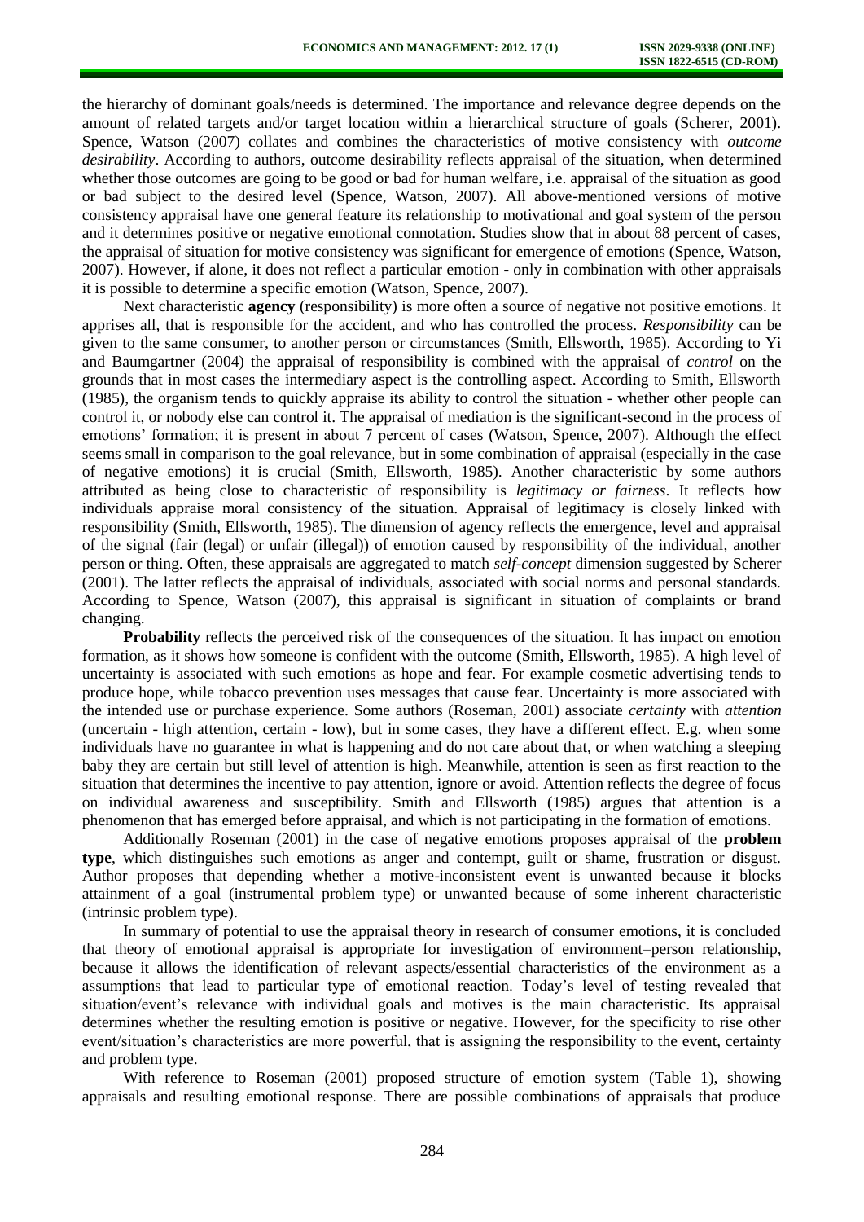the hierarchy of dominant goals/needs is determined. The importance and relevance degree depends on the amount of related targets and/or target location within a hierarchical structure of goals (Scherer, 2001). Spence, Watson (2007) collates and combines the characteristics of motive consistency with *outcome desirability*. According to authors, outcome desirability reflects appraisal of the situation, when determined whether those outcomes are going to be good or bad for human welfare, i.e. appraisal of the situation as good or bad subject to the desired level (Spence, Watson, 2007). All above-mentioned versions of motive consistency appraisal have one general feature its relationship to motivational and goal system of the person and it determines positive or negative emotional connotation. Studies show that in about 88 percent of cases, the appraisal of situation for motive consistency was significant for emergence of emotions (Spence, Watson, 2007). However, if alone, it does not reflect a particular emotion - only in combination with other appraisals it is possible to determine a specific emotion (Watson, Spence, 2007).

Next characteristic **agency** (responsibility) is more often a source of negative not positive emotions. It apprises all, that is responsible for the accident, and who has controlled the process. *Responsibility* can be given to the same consumer, to another person or circumstances (Smith, Ellsworth, 1985). According to Yi and Baumgartner (2004) the appraisal of responsibility is combined with the appraisal of *control* on the grounds that in most cases the intermediary aspect is the controlling aspect. According to Smith, Ellsworth (1985), the organism tends to quickly appraise its ability to control the situation - whether other people can control it, or nobody else can control it. The appraisal of mediation is the significant-second in the process of emotions' formation; it is present in about 7 percent of cases (Watson, Spence, 2007). Although the effect seems small in comparison to the goal relevance, but in some combination of appraisal (especially in the case of negative emotions) it is crucial (Smith, Ellsworth, 1985). Another characteristic by some authors attributed as being close to characteristic of responsibility is *legitimacy or fairness*. It reflects how individuals appraise moral consistency of the situation. Appraisal of legitimacy is closely linked with responsibility (Smith, Ellsworth, 1985). The dimension of agency reflects the emergence, level and appraisal of the signal (fair (legal) or unfair (illegal)) of emotion caused by responsibility of the individual, another person or thing. Often, these appraisals are aggregated to match *self-concept* dimension suggested by Scherer (2001). The latter reflects the appraisal of individuals, associated with social norms and personal standards. According to Spence, Watson (2007), this appraisal is significant in situation of complaints or brand changing.

**Probability** reflects the perceived risk of the consequences of the situation. It has impact on emotion formation, as it shows how someone is confident with the outcome (Smith, Ellsworth, 1985). A high level of uncertainty is associated with such emotions as hope and fear. For example cosmetic advertising tends to produce hope, while tobacco prevention uses messages that cause fear. Uncertainty is more associated with the intended use or purchase experience. Some authors (Roseman, 2001) associate *certainty* with *attention* (uncertain - high attention, certain - low), but in some cases, they have a different effect. E.g. when some individuals have no guarantee in what is happening and do not care about that, or when watching a sleeping baby they are certain but still level of attention is high. Meanwhile, attention is seen as first reaction to the situation that determines the incentive to pay attention, ignore or avoid. Attention reflects the degree of focus on individual awareness and susceptibility. Smith and Ellsworth (1985) argues that attention is a phenomenon that has emerged before appraisal, and which is not participating in the formation of emotions.

Additionally Roseman (2001) in the case of negative emotions proposes appraisal of the **problem type**, which distinguishes such emotions as anger and contempt, guilt or shame, frustration or disgust. Author proposes that depending whether a motive-inconsistent event is unwanted because it blocks attainment of a goal (instrumental problem type) or unwanted because of some inherent characteristic (intrinsic problem type).

In summary of potential to use the appraisal theory in research of consumer emotions, it is concluded that theory of emotional appraisal is appropriate for investigation of environment–person relationship, because it allows the identification of relevant aspects/essential characteristics of the environment as a assumptions that lead to particular type of emotional reaction. Today's level of testing revealed that situation/event's relevance with individual goals and motives is the main characteristic. Its appraisal determines whether the resulting emotion is positive or negative. However, for the specificity to rise other event/situation's characteristics are more powerful, that is assigning the responsibility to the event, certainty and problem type.

With reference to Roseman (2001) proposed structure of emotion system (Table 1), showing appraisals and resulting emotional response. There are possible combinations of appraisals that produce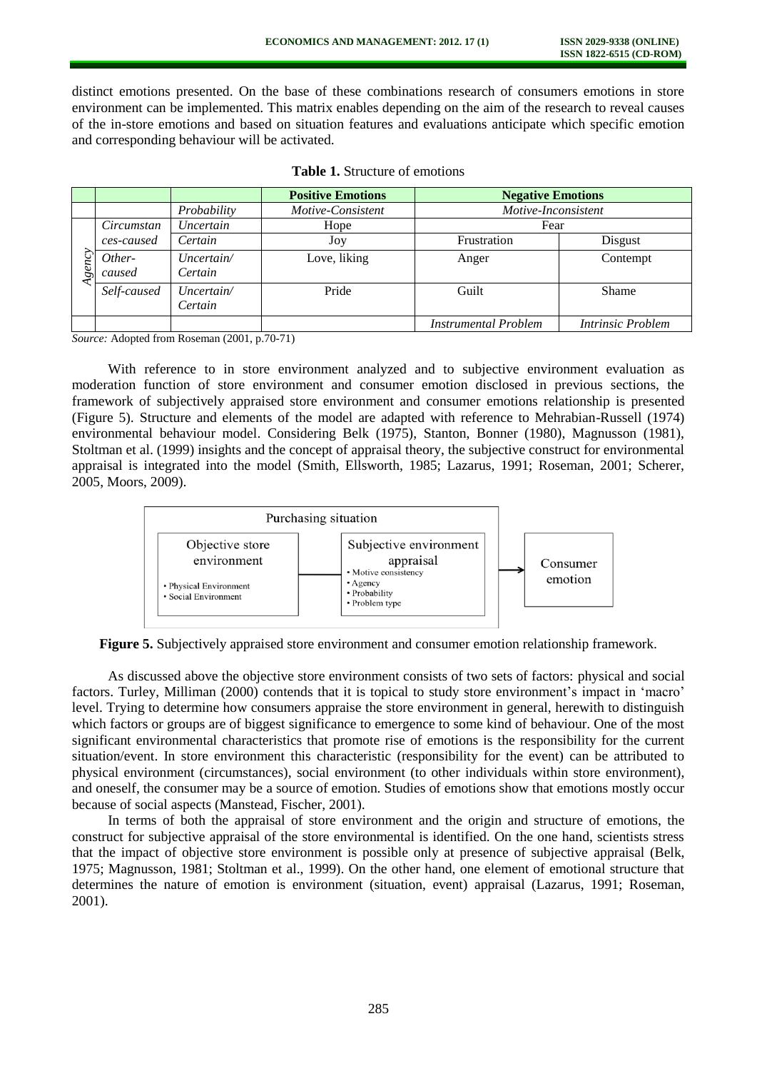distinct emotions presented. On the base of these combinations research of consumers emotions in store environment can be implemented. This matrix enables depending on the aim of the research to reveal causes of the in-store emotions and based on situation features and evaluations anticipate which specific emotion and corresponding behaviour will be activated.

**Table 1.** Structure of emotions

| | | | **Positive Emotions** | **Negative Emotions** | |
|---|---|---|---|---|---|
| | | *Probability* | *Motive-Consistent* | *Motive-Inconsistent* | |
| *Agency* | *Circumstances-caused* | *Uncertain* | Hope | Fear | |
| | | *Certain* | Joy | Frustration | Disgust |
| | *Other-caused* | *Uncertain/ Certain* | Love, liking | Anger | Contempt |
| | *Self-caused* | *Uncertain/ Certain* | Pride | Guilt | Shame |
| | | | | *Instrumental Problem* | *Intrinsic Problem* |

*Source:* Adopted from Roseman (2001, p.70-71)

With reference to in store environment analyzed and to subjective environment evaluation as moderation function of store environment and consumer emotion disclosed in previous sections, the framework of subjectively appraised store environment and consumer emotions relationship is presented (Figure 5). Structure and elements of the model are adapted with reference to Mehrabian-Russell (1974) environmental behaviour model. Considering Belk (1975), Stanton, Bonner (1980), Magnusson (1981), Stoltman et al. (1999) insights and the concept of appraisal theory, the subjective construct for environmental appraisal is integrated into the model (Smith, Ellsworth, 1985; Lazarus, 1991; Roseman, 2001; Scherer, 2005, Moors, 2009).

Purchasing situation

Objective store environment
- Physical Environment
- Social Environment

Subjective environment appraisal
- Motive consistency
- Agency
- Probability
- Problem type

Consumer emotion

**Figure 5.** Subjectively appraised store environment and consumer emotion relationship framework.

As discussed above the objective store environment consists of two sets of factors: physical and social factors. Turley, Milliman (2000) contends that it is topical to study store environment's impact in 'macro' level. Trying to determine how consumers appraise the store environment in general, herewith to distinguish which factors or groups are of biggest significance to emergence to some kind of behaviour. One of the most significant environmental characteristics that promote rise of emotions is the responsibility for the current situation/event. In store environment this characteristic (responsibility for the event) can be attributed to physical environment (circumstances), social environment (to other individuals within store environment), and oneself, the consumer may be a source of emotion. Studies of emotions show that emotions mostly occur because of social aspects (Manstead, Fischer, 2001).

In terms of both the appraisal of store environment and the origin and structure of emotions, the construct for subjective appraisal of the store environmental is identified. On the one hand, scientists stress that the impact of objective store environment is possible only at presence of subjective appraisal (Belk, 1975; Magnusson, 1981; Stoltman et al., 1999). On the other hand, one element of emotional structure that determines the nature of emotion is environment (situation, event) appraisal (Lazarus, 1991; Roseman, 2001).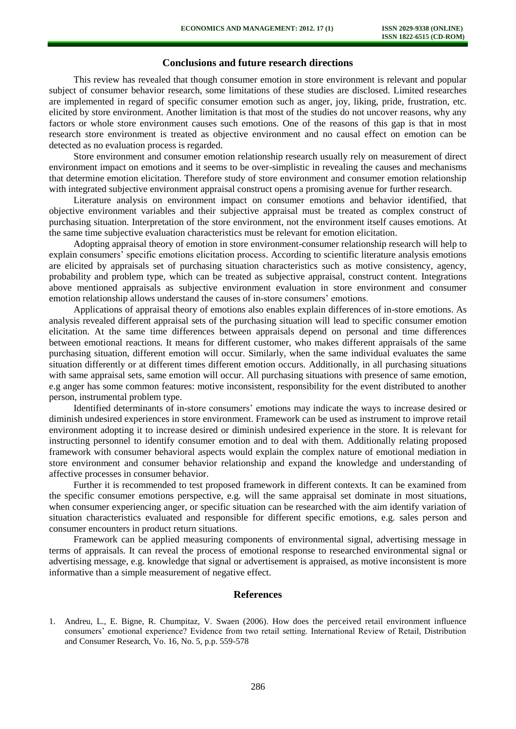## Conclusions and future research directions

This review has revealed that though consumer emotion in store environment is relevant and popular subject of consumer behavior research, some limitations of these studies are disclosed. Limited researches are implemented in regard of specific consumer emotion such as anger, joy, liking, pride, frustration, etc. elicited by store environment. Another limitation is that most of the studies do not uncover reasons, why any factors or whole store environment causes such emotions. One of the reasons of this gap is that in most research store environment is treated as objective environment and no causal effect on emotion can be detected as no evaluation process is regarded.

Store environment and consumer emotion relationship research usually rely on measurement of direct environment impact on emotions and it seems to be over-simplistic in revealing the causes and mechanisms that determine emotion elicitation. Therefore study of store environment and consumer emotion relationship with integrated subjective environment appraisal construct opens a promising avenue for further research.

Literature analysis on environment impact on consumer emotions and behavior identified, that objective environment variables and their subjective appraisal must be treated as complex construct of purchasing situation. Interpretation of the store environment, not the environment itself causes emotions. At the same time subjective evaluation characteristics must be relevant for emotion elicitation.

Adopting appraisal theory of emotion in store environment-consumer relationship research will help to explain consumers' specific emotions elicitation process. According to scientific literature analysis emotions are elicited by appraisals set of purchasing situation characteristics such as motive consistency, agency, probability and problem type, which can be treated as subjective appraisal, construct content. Integrations above mentioned appraisals as subjective environment evaluation in store environment and consumer emotion relationship allows understand the causes of in-store consumers' emotions.

Applications of appraisal theory of emotions also enables explain differences of in-store emotions. As analysis revealed different appraisal sets of the purchasing situation will lead to specific consumer emotion elicitation. At the same time differences between appraisals depend on personal and time differences between emotional reactions. It means for different customer, who makes different appraisals of the same purchasing situation, different emotion will occur. Similarly, when the same individual evaluates the same situation differently or at different times different emotion occurs. Additionally, in all purchasing situations with same appraisal sets, same emotion will occur. All purchasing situations with presence of same emotion, e.g anger has some common features: motive inconsistent, responsibility for the event distributed to another person, instrumental problem type.

Identified determinants of in-store consumers' emotions may indicate the ways to increase desired or diminish undesired experiences in store environment. Framework can be used as instrument to improve retail environment adopting it to increase desired or diminish undesired experience in the store. It is relevant for instructing personnel to identify consumer emotion and to deal with them. Additionally relating proposed framework with consumer behavioral aspects would explain the complex nature of emotional mediation in store environment and consumer behavior relationship and expand the knowledge and understanding of affective processes in consumer behavior.

Further it is recommended to test proposed framework in different contexts. It can be examined from the specific consumer emotions perspective, e.g. will the same appraisal set dominate in most situations, when consumer experiencing anger, or specific situation can be researched with the aim identify variation of situation characteristics evaluated and responsible for different specific emotions, e.g. sales person and consumer encounters in product return situations.

Framework can be applied measuring components of environmental signal, advertising message in terms of appraisals. It can reveal the process of emotional response to researched environmental signal or advertising message, e.g. knowledge that signal or advertisement is appraised, as motive inconsistent is more informative than a simple measurement of negative effect.

## References

1. Andreu, L., E. Bigne, R. Chumpitaz, V. Swaen (2006). How does the perceived retail environment influence consumers' emotional experience? Evidence from two retail setting. International Review of Retail, Distribution and Consumer Research, Vo. 16, No. 5, p.p. 559-578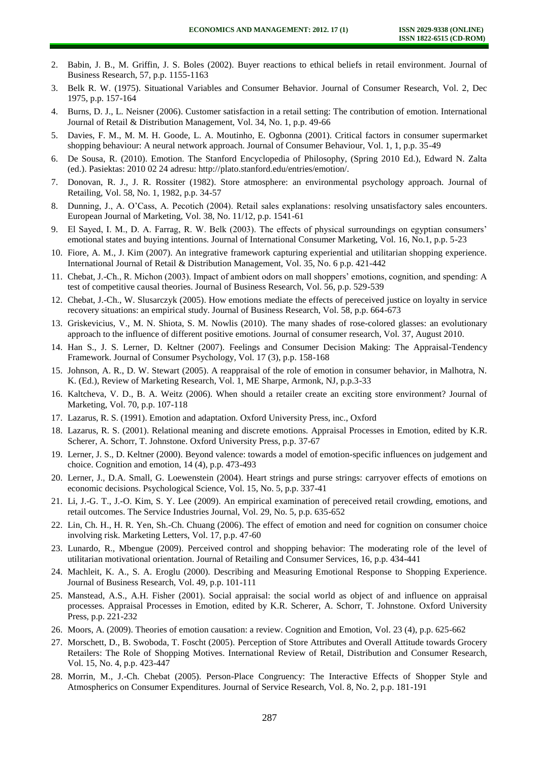2. Babin, J. B., M. Griffin, J. S. Boles (2002). Buyer reactions to ethical beliefs in retail environment. Journal of Business Research, 57, p.p. 1155-1163
3. Belk R. W. (1975). Situational Variables and Consumer Behavior. Journal of Consumer Research, Vol. 2, Dec 1975, p.p. 157-164
4. Burns, D. J., L. Neisner (2006). Customer satisfaction in a retail setting: The contribution of emotion. International Journal of Retail & Distribution Management, Vol. 34, No. 1, p.p. 49-66
5. Davies, F. M., M. M. H. Goode, L. A. Moutinho, E. Ogbonna (2001). Critical factors in consumer supermarket shopping behaviour: A neural network approach. Journal of Consumer Behaviour, Vol. 1, 1, p.p. 35-49
6. De Sousa, R. (2010). Emotion. The Stanford Encyclopedia of Philosophy, (Spring 2010 Ed.), Edward N. Zalta (ed.). Pasiektas: 2010 02 24 adresu: http://plato.stanford.edu/entries/emotion/.
7. Donovan, R. J., J. R. Rossiter (1982). Store atmosphere: an environmental psychology approach. Journal of Retailing, Vol. 58, No. 1, 1982, p.p. 34-57
8. Dunning, J., A. O'Cass, A. Pecotich (2004). Retail sales explanations: resolving unsatisfactory sales encounters. European Journal of Marketing, Vol. 38, No. 11/12, p.p. 1541-61
9. El Sayed, I. M., D. A. Farrag, R. W. Belk (2003). The effects of physical surroundings on egyptian consumers' emotional states and buying intentions. Journal of International Consumer Marketing, Vol. 16, No.1, p.p. 5-23
10. Fiore, A. M., J. Kim (2007). An integrative framework capturing experiential and utilitarian shopping experience. International Journal of Retail & Distribution Management, Vol. 35, No. 6 p.p. 421-442
11. Chebat, J.-Ch., R. Michon (2003). Impact of ambient odors on mall shoppers' emotions, cognition, and spending: A test of competitive causal theories. Journal of Business Research, Vol. 56, p.p. 529-539
12. Chebat, J.-Ch., W. Slusarczyk (2005). How emotions mediate the effects of pereceived justice on loyalty in service recovery situations: an empirical study. Journal of Business Research, Vol. 58, p.p. 664-673
13. Griskevicius, V., M. N. Shiota, S. M. Nowlis (2010). The many shades of rose-colored glasses: an evolutionary approach to the influence of different positive emotions. Journal of consumer research, Vol. 37, August 2010.
14. Han S., J. S. Lerner, D. Keltner (2007). Feelings and Consumer Decision Making: The Appraisal-Tendency Framework. Journal of Consumer Psychology, Vol. 17 (3), p.p. 158-168
15. Johnson, A. R., D. W. Stewart (2005). A reappraisal of the role of emotion in consumer behavior, in Malhotra, N. K. (Ed.), Review of Marketing Research, Vol. 1, ME Sharpe, Armonk, NJ, p.p.3-33
16. Kaltcheva, V. D., B. A. Weitz (2006). When should a retailer create an exciting store environment? Journal of Marketing, Vol. 70, p.p. 107-118
17. Lazarus, R. S. (1991). Emotion and adaptation. Oxford University Press, inc., Oxford
18. Lazarus, R. S. (2001). Relational meaning and discrete emotions. Appraisal Processes in Emotion, edited by K.R. Scherer, A. Schorr, T. Johnstone. Oxford University Press, p.p. 37-67
19. Lerner, J. S., D. Keltner (2000). Beyond valence: towards a model of emotion-specific influences on judgement and choice. Cognition and emotion, 14 (4), p.p. 473-493
20. Lerner, J., D.A. Small, G. Loewenstein (2004). Heart strings and purse strings: carryover effects of emotions on economic decisions. Psychological Science, Vol. 15, No. 5, p.p. 337-41
21. Li, J.-G. T., J.-O. Kim, S. Y. Lee (2009). An empirical examination of pereceived retail crowding, emotions, and retail outcomes. The Service Industries Journal, Vol. 29, No. 5, p.p. 635-652
22. Lin, Ch. H., H. R. Yen, Sh.-Ch. Chuang (2006). The effect of emotion and need for cognition on consumer choice involving risk. Marketing Letters, Vol. 17, p.p. 47-60
23. Lunardo, R., Mbengue (2009). Perceived control and shopping behavior: The moderating role of the level of utilitarian motivational orientation. Journal of Retailing and Consumer Services, 16, p.p. 434-441
24. Machleit, K. A., S. A. Eroglu (2000). Describing and Measuring Emotional Response to Shopping Experience. Journal of Business Research, Vol. 49, p.p. 101-111
25. Manstead, A.S., A.H. Fisher (2001). Social appraisal: the social world as object of and influence on appraisal processes. Appraisal Processes in Emotion, edited by K.R. Scherer, A. Schorr, T. Johnstone. Oxford University Press, p.p. 221-232
26. Moors, A. (2009). Theories of emotion causation: a review. Cognition and Emotion, Vol. 23 (4), p.p. 625-662
27. Morschett, D., B. Swoboda, T. Foscht (2005). Perception of Store Attributes and Overall Attitude towards Grocery Retailers: The Role of Shopping Motives. International Review of Retail, Distribution and Consumer Research, Vol. 15, No. 4, p.p. 423-447
28. Morrin, M., J.-Ch. Chebat (2005). Person-Place Congruency: The Interactive Effects of Shopper Style and Atmospherics on Consumer Expenditures. Journal of Service Research, Vol. 8, No. 2, p.p. 181-191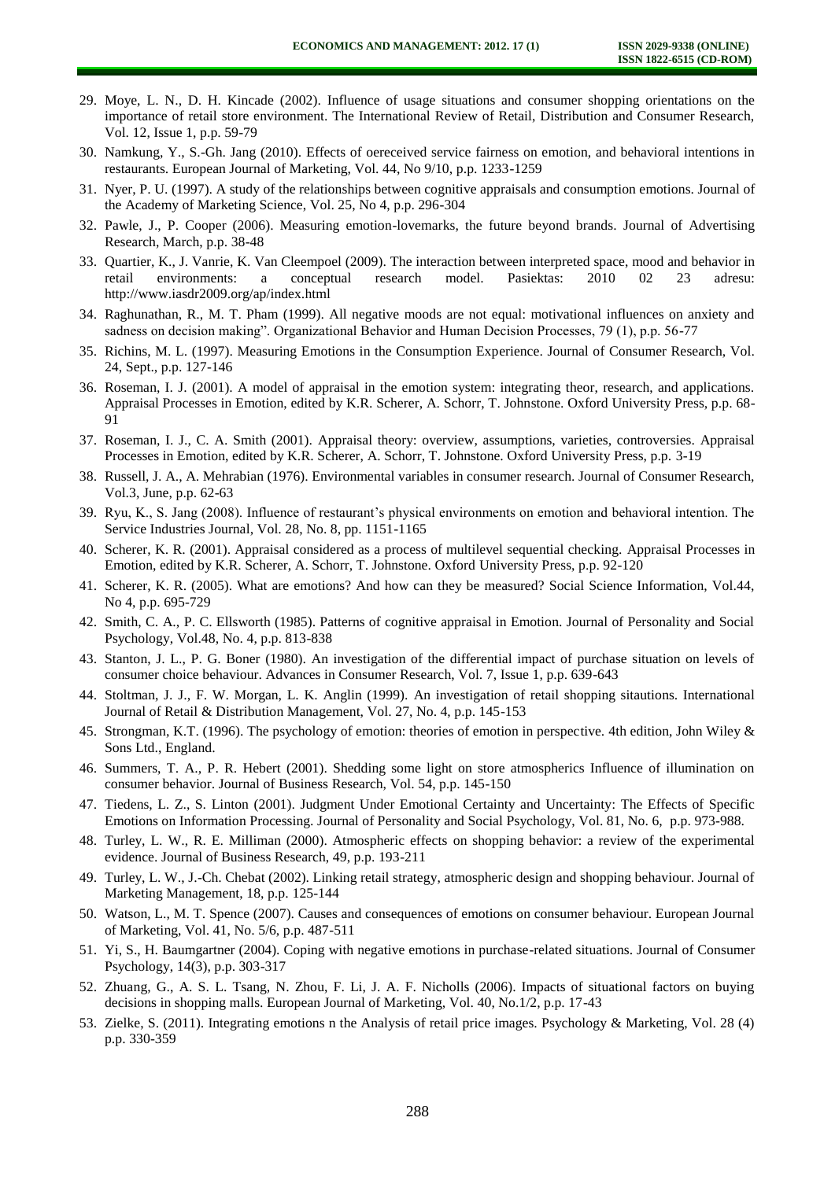29. Moye, L. N., D. H. Kincade (2002). Influence of usage situations and consumer shopping orientations on the importance of retail store environment. The International Review of Retail, Distribution and Consumer Research, Vol. 12, Issue 1, p.p. 59-79
30. Namkung, Y., S.-Gh. Jang (2010). Effects of oereceived service fairness on emotion, and behavioral intentions in restaurants. European Journal of Marketing, Vol. 44, No 9/10, p.p. 1233-1259
31. Nyer, P. U. (1997). A study of the relationships between cognitive appraisals and consumption emotions. Journal of the Academy of Marketing Science, Vol. 25, No 4, p.p. 296-304
32. Pawle, J., P. Cooper (2006). Measuring emotion-lovemarks, the future beyond brands. Journal of Advertising Research, March, p.p. 38-48
33. Quartier, K., J. Vanrie, K. Van Cleempoel (2009). The interaction between interpreted space, mood and behavior in retail environments: a conceptual research model. Pasiektas: 2010 02 23 adresu: http://www.iasdr2009.org/ap/index.html
34. Raghunathan, R., M. T. Pham (1999). All negative moods are not equal: motivational influences on anxiety and sadness on decision making". Organizational Behavior and Human Decision Processes, 79 (1), p.p. 56-77
35. Richins, M. L. (1997). Measuring Emotions in the Consumption Experience. Journal of Consumer Research, Vol. 24, Sept., p.p. 127-146
36. Roseman, I. J. (2001). A model of appraisal in the emotion system: integrating theor, research, and applications. Appraisal Processes in Emotion, edited by K.R. Scherer, A. Schorr, T. Johnstone. Oxford University Press, p.p. 68-91
37. Roseman, I. J., C. A. Smith (2001). Appraisal theory: overview, assumptions, varieties, controversies. Appraisal Processes in Emotion, edited by K.R. Scherer, A. Schorr, T. Johnstone. Oxford University Press, p.p. 3-19
38. Russell, J. A., A. Mehrabian (1976). Environmental variables in consumer research. Journal of Consumer Research, Vol.3, June, p.p. 62-63
39. Ryu, K., S. Jang (2008). Influence of restaurant's physical environments on emotion and behavioral intention. The Service Industries Journal, Vol. 28, No. 8, pp. 1151-1165
40. Scherer, K. R. (2001). Appraisal considered as a process of multilevel sequential checking. Appraisal Processes in Emotion, edited by K.R. Scherer, A. Schorr, T. Johnstone. Oxford University Press, p.p. 92-120
41. Scherer, K. R. (2005). What are emotions? And how can they be measured? Social Science Information, Vol.44, No 4, p.p. 695-729
42. Smith, C. A., P. C. Ellsworth (1985). Patterns of cognitive appraisal in Emotion. Journal of Personality and Social Psychology, Vol.48, No. 4, p.p. 813-838
43. Stanton, J. L., P. G. Boner (1980). An investigation of the differential impact of purchase situation on levels of consumer choice behaviour. Advances in Consumer Research, Vol. 7, Issue 1, p.p. 639-643
44. Stoltman, J. J., F. W. Morgan, L. K. Anglin (1999). An investigation of retail shopping sitautions. International Journal of Retail & Distribution Management, Vol. 27, No. 4, p.p. 145-153
45. Strongman, K.T. (1996). The psychology of emotion: theories of emotion in perspective. 4th edition, John Wiley & Sons Ltd., England.
46. Summers, T. A., P. R. Hebert (2001). Shedding some light on store atmospherics Influence of illumination on consumer behavior. Journal of Business Research, Vol. 54, p.p. 145-150
47. Tiedens, L. Z., S. Linton (2001). Judgment Under Emotional Certainty and Uncertainty: The Effects of Specific Emotions on Information Processing. Journal of Personality and Social Psychology, Vol. 81, No. 6, p.p. 973-988.
48. Turley, L. W., R. E. Milliman (2000). Atmospheric effects on shopping behavior: a review of the experimental evidence. Journal of Business Research, 49, p.p. 193-211
49. Turley, L. W., J.-Ch. Chebat (2002). Linking retail strategy, atmospheric design and shopping behaviour. Journal of Marketing Management, 18, p.p. 125-144
50. Watson, L., M. T. Spence (2007). Causes and consequences of emotions on consumer behaviour. European Journal of Marketing, Vol. 41, No. 5/6, p.p. 487-511
51. Yi, S., H. Baumgartner (2004). Coping with negative emotions in purchase-related situations. Journal of Consumer Psychology, 14(3), p.p. 303-317
52. Zhuang, G., A. S. L. Tsang, N. Zhou, F. Li, J. A. F. Nicholls (2006). Impacts of situational factors on buying decisions in shopping malls. European Journal of Marketing, Vol. 40, No.1/2, p.p. 17-43
53. Zielke, S. (2011). Integrating emotions n the Analysis of retail price images. Psychology & Marketing, Vol. 28 (4) p.p. 330-359